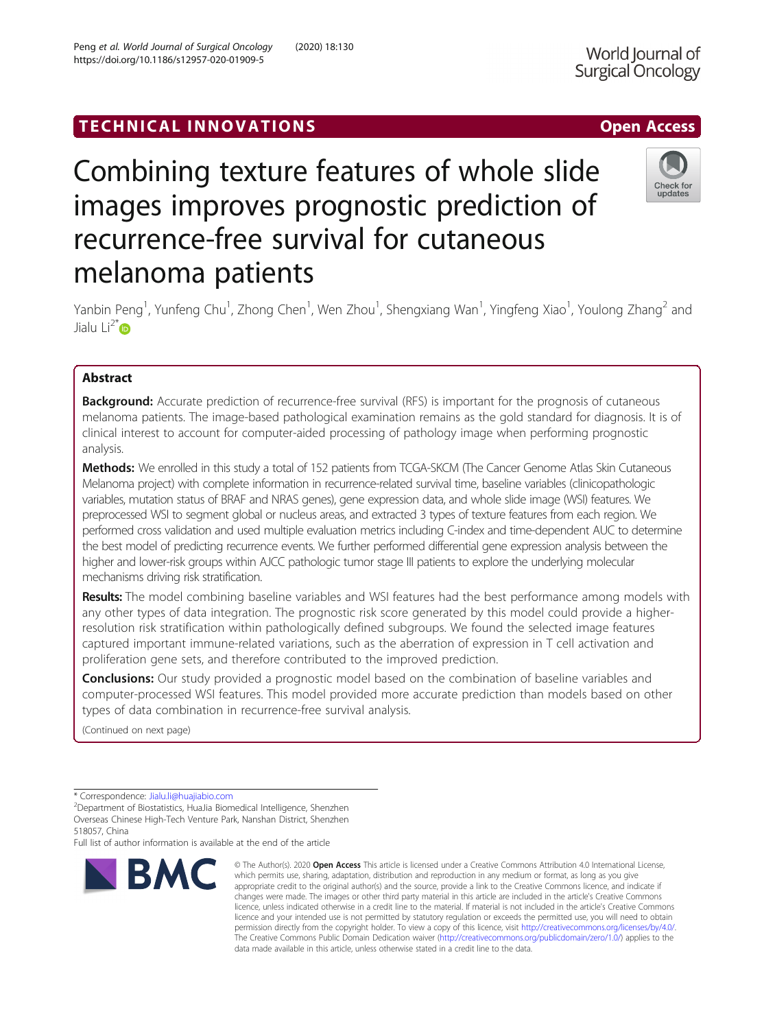TECHNICAL INNOVATIONS

Open Access

# Combining texture features of whole slide images improves prognostic prediction of recurrence-free survival for cutaneous melanoma patients

Yanbin Peng[1], Yunfeng Chu[1], Zhong Chen[1], Wen Zhou[1], Shengxiang Wan[1], Yingfeng Xiao[1], Youlong Zhang[2] and Jialu Li[2*]

## Abstract

**Background:** Accurate prediction of recurrence-free survival (RFS) is important for the prognosis of cutaneous melanoma patients. The image-based pathological examination remains as the gold standard for diagnosis. It is of clinical interest to account for computer-aided processing of pathology image when performing prognostic analysis.

**Methods:** We enrolled in this study a total of 152 patients from TCGA-SKCM (The Cancer Genome Atlas Skin Cutaneous Melanoma project) with complete information in recurrence-related survival time, baseline variables (clinicopathologic variables, mutation status of BRAF and NRAS genes), gene expression data, and whole slide image (WSI) features. We preprocessed WSI to segment global or nucleus areas, and extracted 3 types of texture features from each region. We performed cross validation and used multiple evaluation metrics including C-index and time-dependent AUC to determine the best model of predicting recurrence events. We further performed differential gene expression analysis between the higher and lower-risk groups within AJCC pathologic tumor stage III patients to explore the underlying molecular mechanisms driving risk stratification.

**Results:** The model combining baseline variables and WSI features had the best performance among models with any other types of data integration. The prognostic risk score generated by this model could provide a higher-resolution risk stratification within pathologically defined subgroups. We found the selected image features captured important immune-related variations, such as the aberration of expression in T cell activation and proliferation gene sets, and therefore contributed to the improved prediction.

**Conclusions:** Our study provided a prognostic model based on the combination of baseline variables and computer-processed WSI features. This model provided more accurate prediction than models based on other types of data combination in recurrence-free survival analysis.

(Continued on next page)

\* Correspondence: Jialu.li@huajiabio.com

[2]Department of Biostatistics, HuaJia Biomedical Intelligence, Shenzhen Overseas Chinese High-Tech Venture Park, Nanshan District, Shenzhen 518057, China

Full list of author information is available at the end of the article

© The Author(s). 2020 **Open Access** This article is licensed under a Creative Commons Attribution 4.0 International License, which permits use, sharing, adaptation, distribution and reproduction in any medium or format, as long as you give appropriate credit to the original author(s) and the source, provide a link to the Creative Commons licence, and indicate if changes were made. The images or other third party material in this article are included in the article's Creative Commons licence, unless indicated otherwise in a credit line to the material. If material is not included in the article's Creative Commons licence and your intended use is not permitted by statutory regulation or exceeds the permitted use, you will need to obtain permission directly from the copyright holder. To view a copy of this licence, visit http://creativecommons.org/licenses/by/4.0/. The Creative Commons Public Domain Dedication waiver (http://creativecommons.org/publicdomain/zero/1.0/) applies to the data made available in this article, unless otherwise stated in a credit line to the data.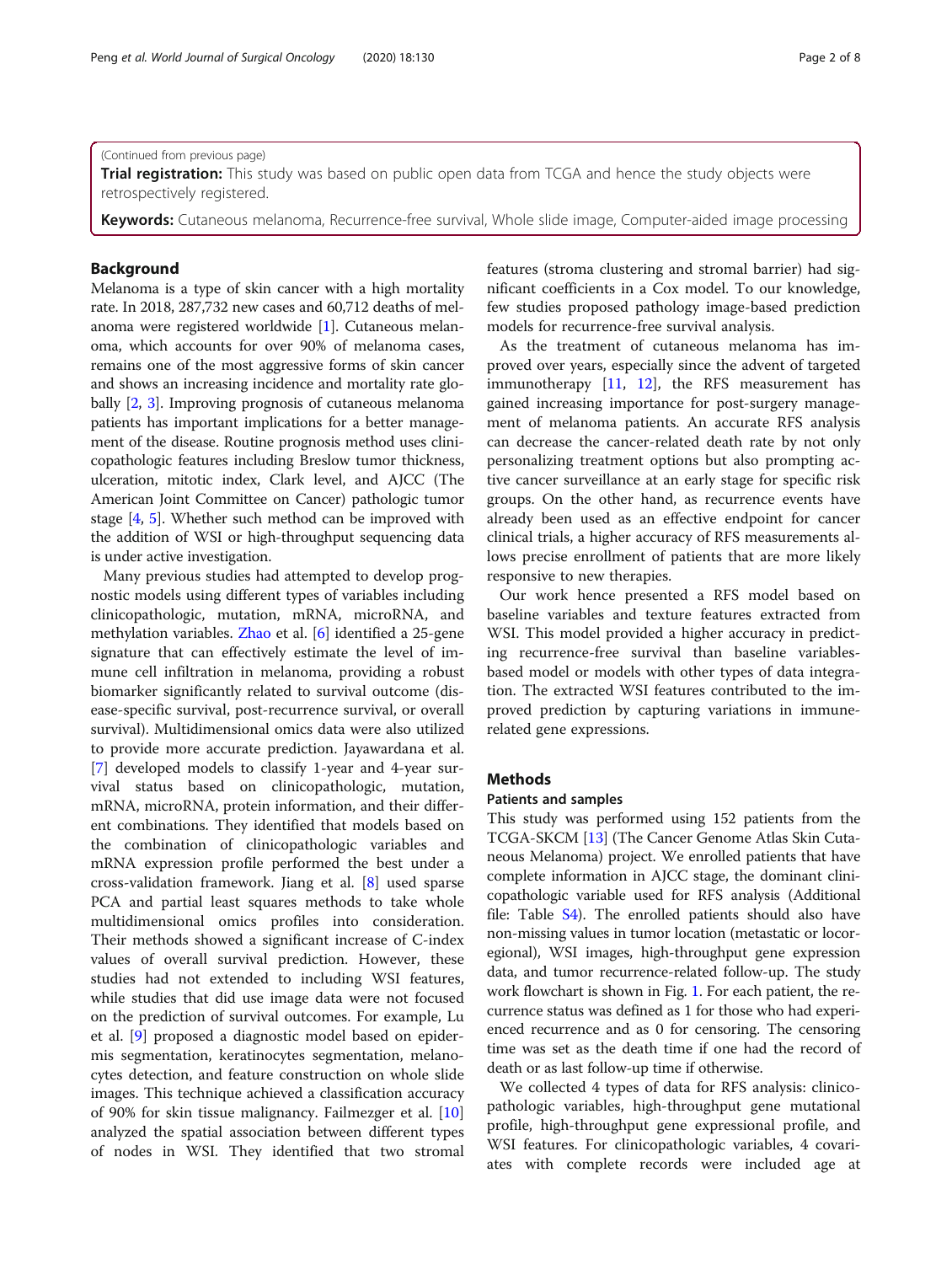(Continued from previous page)

**Trial registration:** This study was based on public open data from TCGA and hence the study objects were retrospectively registered.

**Keywords:** Cutaneous melanoma, Recurrence-free survival, Whole slide image, Computer-aided image processing

## Background

Melanoma is a type of skin cancer with a high mortality rate. In 2018, 287,732 new cases and 60,712 deaths of melanoma were registered worldwide [1]. Cutaneous melanoma, which accounts for over 90% of melanoma cases, remains one of the most aggressive forms of skin cancer and shows an increasing incidence and mortality rate globally [2, 3]. Improving prognosis of cutaneous melanoma patients has important implications for a better management of the disease. Routine prognosis method uses clinicopathologic features including Breslow tumor thickness, ulceration, mitotic index, Clark level, and AJCC (The American Joint Committee on Cancer) pathologic tumor stage [4, 5]. Whether such method can be improved with the addition of WSI or high-throughput sequencing data is under active investigation.

Many previous studies had attempted to develop prognostic models using different types of variables including clinicopathologic, mutation, mRNA, microRNA, and methylation variables. Zhao et al. [6] identified a 25-gene signature that can effectively estimate the level of immune cell infiltration in melanoma, providing a robust biomarker significantly related to survival outcome (disease-specific survival, post-recurrence survival, or overall survival). Multidimensional omics data were also utilized to provide more accurate prediction. Jayawardana et al. [7] developed models to classify 1-year and 4-year survival status based on clinicopathologic, mutation, mRNA, microRNA, protein information, and their different combinations. They identified that models based on the combination of clinicopathologic variables and mRNA expression profile performed the best under a cross-validation framework. Jiang et al. [8] used sparse PCA and partial least squares methods to take whole multidimensional omics profiles into consideration. Their methods showed a significant increase of C-index values of overall survival prediction. However, these studies had not extended to including WSI features, while studies that did use image data were not focused on the prediction of survival outcomes. For example, Lu et al. [9] proposed a diagnostic model based on epidermis segmentation, keratinocytes segmentation, melanocytes detection, and feature construction on whole slide images. This technique achieved a classification accuracy of 90% for skin tissue malignancy. Failmezger et al. [10] analyzed the spatial association between different types of nodes in WSI. They identified that two stromal features (stroma clustering and stromal barrier) had significant coefficients in a Cox model. To our knowledge, few studies proposed pathology image-based prediction models for recurrence-free survival analysis.

As the treatment of cutaneous melanoma has improved over years, especially since the advent of targeted immunotherapy [11, 12], the RFS measurement has gained increasing importance for post-surgery management of melanoma patients. An accurate RFS analysis can decrease the cancer-related death rate by not only personalizing treatment options but also prompting active cancer surveillance at an early stage for specific risk groups. On the other hand, as recurrence events have already been used as an effective endpoint for cancer clinical trials, a higher accuracy of RFS measurements allows precise enrollment of patients that are more likely responsive to new therapies.

Our work hence presented a RFS model based on baseline variables and texture features extracted from WSI. This model provided a higher accuracy in predicting recurrence-free survival than baseline variables-based model or models with other types of data integration. The extracted WSI features contributed to the improved prediction by capturing variations in immune-related gene expressions.

## Methods

### Patients and samples

This study was performed using 152 patients from the TCGA-SKCM [13] (The Cancer Genome Atlas Skin Cutaneous Melanoma) project. We enrolled patients that have complete information in AJCC stage, the dominant clinicopathologic variable used for RFS analysis (Additional file: Table S4). The enrolled patients should also have non-missing values in tumor location (metastatic or locoregional), WSI images, high-throughput gene expression data, and tumor recurrence-related follow-up. The study work flowchart is shown in Fig. 1. For each patient, the recurrence status was defined as 1 for those who had experienced recurrence and as 0 for censoring. The censoring time was set as the death time if one had the record of death or as last follow-up time if otherwise.

We collected 4 types of data for RFS analysis: clinicopathologic variables, high-throughput gene mutational profile, high-throughput gene expressional profile, and WSI features. For clinicopathologic variables, 4 covariates with complete records were included age at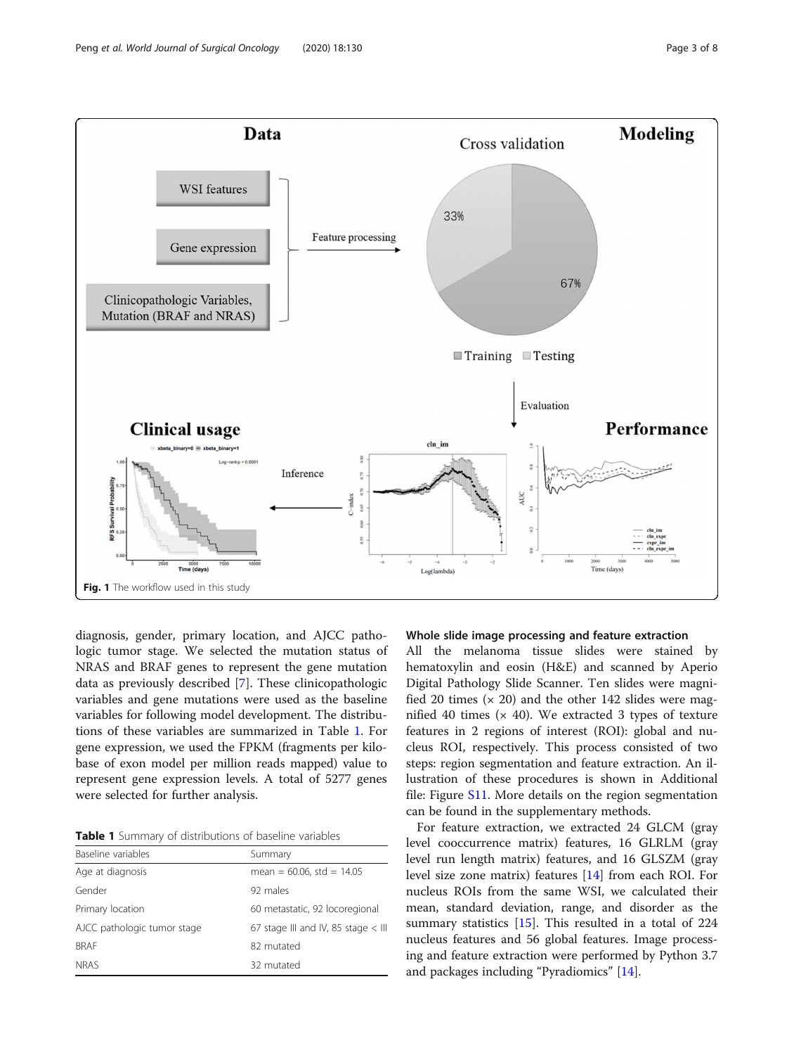Fig. 1 The workflow used in this study

diagnosis, gender, primary location, and AJCC pathologic tumor stage. We selected the mutation status of NRAS and BRAF genes to represent the gene mutation data as previously described [7]. These clinicopathologic variables and gene mutations were used as the baseline variables for following model development. The distributions of these variables are summarized in Table 1. For gene expression, we used the FPKM (fragments per kilobase of exon model per million reads mapped) value to represent gene expression levels. A total of 5277 genes were selected for further analysis.

**Table 1** Summary of distributions of baseline variables

| Baseline variables | Summary |
| --- | --- |
| Age at diagnosis | mean = 60.06, std = 14.05 |
| Gender | 92 males |
| Primary location | 60 metastatic, 92 locoregional |
| AJCC pathologic tumor stage | 67 stage III and IV, 85 stage < III |
| BRAF | 82 mutated |
| NRAS | 32 mutated |

### Whole slide image processing and feature extraction

All the melanoma tissue slides were stained by hematoxylin and eosin (H&E) and scanned by Aperio Digital Pathology Slide Scanner. Ten slides were magnified 20 times (× 20) and the other 142 slides were magnified 40 times (× 40). We extracted 3 types of texture features in 2 regions of interest (ROI): global and nucleus ROI, respectively. This process consisted of two steps: region segmentation and feature extraction. An illustration of these procedures is shown in Additional file: Figure S11. More details on the region segmentation can be found in the supplementary methods.

For feature extraction, we extracted 24 GLCM (gray level cooccurrence matrix) features, 16 GLRLM (gray level run length matrix) features, and 16 GLSZM (gray level size zone matrix) features [14] from each ROI. For nucleus ROIs from the same WSI, we calculated their mean, standard deviation, range, and disorder as the summary statistics [15]. This resulted in a total of 224 nucleus features and 56 global features. Image processing and feature extraction were performed by Python 3.7 and packages including "Pyradiomics" [14].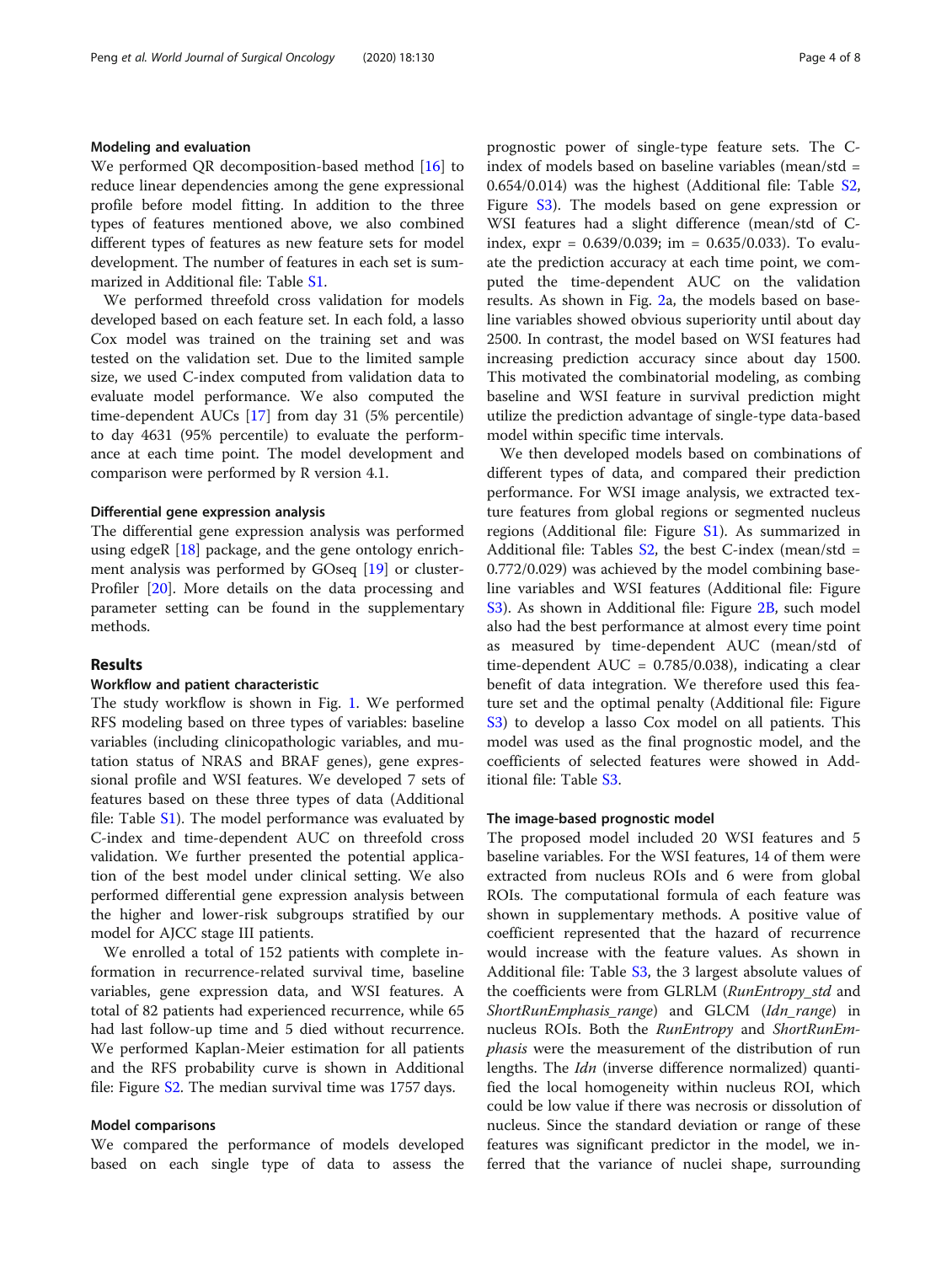#### Modeling and evaluation

We performed QR decomposition-based method [16] to reduce linear dependencies among the gene expressional profile before model fitting. In addition to the three types of features mentioned above, we also combined different types of features as new feature sets for model development. The number of features in each set is summarized in Additional file: Table S1.

We performed threefold cross validation for models developed based on each feature set. In each fold, a lasso Cox model was trained on the training set and was tested on the validation set. Due to the limited sample size, we used C-index computed from validation data to evaluate model performance. We also computed the time-dependent AUCs [17] from day 31 (5% percentile) to day 4631 (95% percentile) to evaluate the performance at each time point. The model development and comparison were performed by R version 4.1.

#### Differential gene expression analysis

The differential gene expression analysis was performed using edgeR [18] package, and the gene ontology enrichment analysis was performed by GOseq [19] or clusterProfiler [20]. More details on the data processing and parameter setting can be found in the supplementary methods.

## Results

#### Workflow and patient characteristic

The study workflow is shown in Fig. 1. We performed RFS modeling based on three types of variables: baseline variables (including clinicopathologic variables, and mutation status of NRAS and BRAF genes), gene expressional profile and WSI features. We developed 7 sets of features based on these three types of data (Additional file: Table S1). The model performance was evaluated by C-index and time-dependent AUC on threefold cross validation. We further presented the potential application of the best model under clinical setting. We also performed differential gene expression analysis between the higher and lower-risk subgroups stratified by our model for AJCC stage III patients.

We enrolled a total of 152 patients with complete information in recurrence-related survival time, baseline variables, gene expression data, and WSI features. A total of 82 patients had experienced recurrence, while 65 had last follow-up time and 5 died without recurrence. We performed Kaplan-Meier estimation for all patients and the RFS probability curve is shown in Additional file: Figure S2. The median survival time was 1757 days.

#### Model comparisons

We compared the performance of models developed based on each single type of data to assess the prognostic power of single-type feature sets. The C-index of models based on baseline variables (mean/std = 0.654/0.014) was the highest (Additional file: Table S2, Figure S3). The models based on gene expression or WSI features had a slight difference (mean/std of C-index, expr = 0.639/0.039; im = 0.635/0.033). To evaluate the prediction accuracy at each time point, we computed the time-dependent AUC on the validation results. As shown in Fig. 2a, the models based on baseline variables showed obvious superiority until about day 2500. In contrast, the model based on WSI features had increasing prediction accuracy since about day 1500. This motivated the combinatorial modeling, as combing baseline and WSI feature in survival prediction might utilize the prediction advantage of single-type data-based model within specific time intervals.

We then developed models based on combinations of different types of data, and compared their prediction performance. For WSI image analysis, we extracted texture features from global regions or segmented nucleus regions (Additional file: Figure S1). As summarized in Additional file: Tables S2, the best C-index (mean/std = 0.772/0.029) was achieved by the model combining baseline variables and WSI features (Additional file: Figure S3). As shown in Additional file: Figure 2B, such model also had the best performance at almost every time point as measured by time-dependent AUC (mean/std of time-dependent AUC = 0.785/0.038), indicating a clear benefit of data integration. We therefore used this feature set and the optimal penalty (Additional file: Figure S3) to develop a lasso Cox model on all patients. This model was used as the final prognostic model, and the coefficients of selected features were showed in Additional file: Table S3.

#### The image-based prognostic model

The proposed model included 20 WSI features and 5 baseline variables. For the WSI features, 14 of them were extracted from nucleus ROIs and 6 were from global ROIs. The computational formula of each feature was shown in supplementary methods. A positive value of coefficient represented that the hazard of recurrence would increase with the feature values. As shown in Additional file: Table S3, the 3 largest absolute values of the coefficients were from GLRLM (*RunEntropy_std* and *ShortRunEmphasis_range*) and GLCM (*Idn_range*) in nucleus ROIs. Both the *RunEntropy* and *ShortRunEmphasis* were the measurement of the distribution of run lengths. The *Idn* (inverse difference normalized) quantified the local homogeneity within nucleus ROI, which could be low value if there was necrosis or dissolution of nucleus. Since the standard deviation or range of these features was significant predictor in the model, we inferred that the variance of nuclei shape, surrounding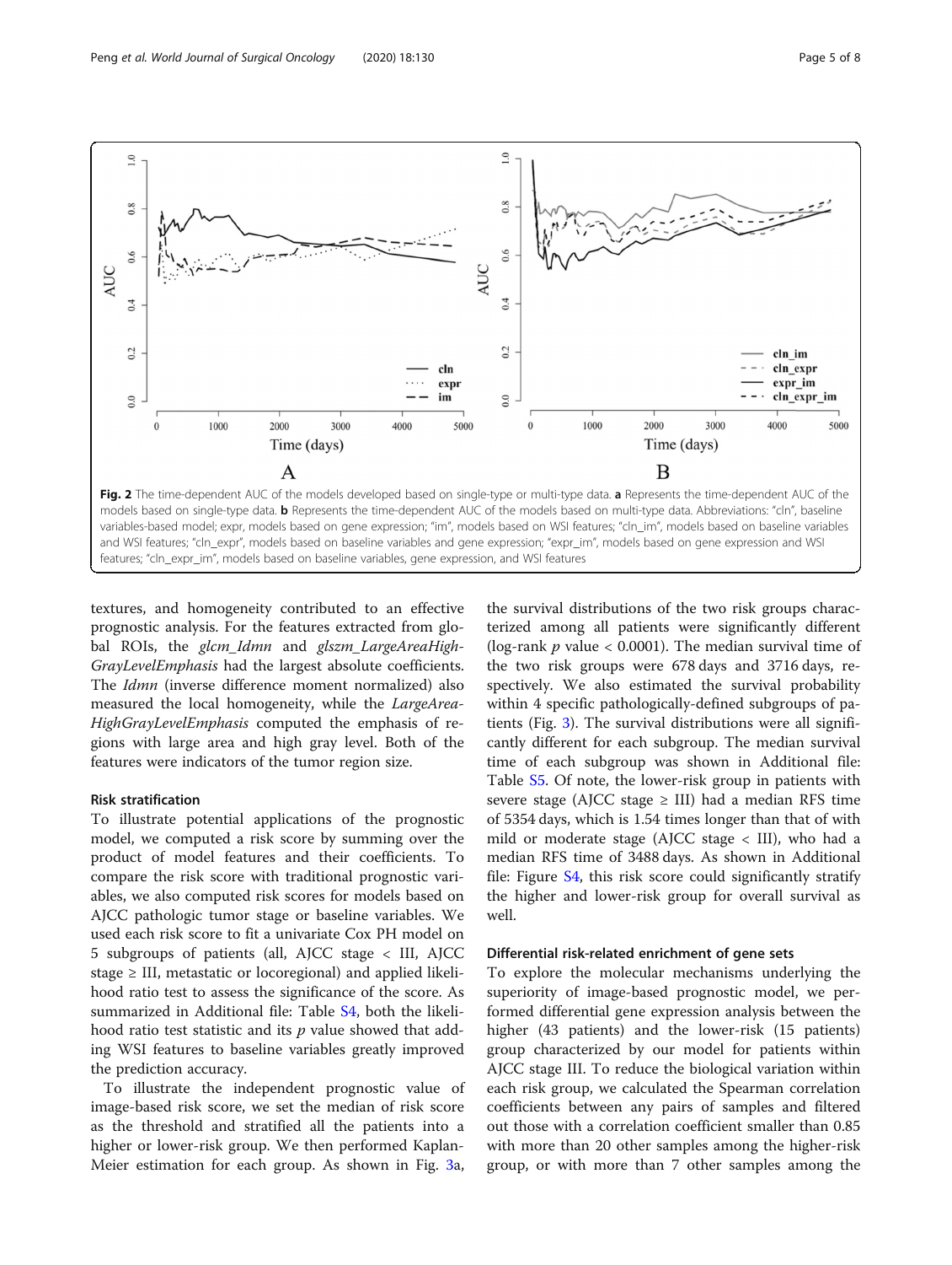Fig. 2 The time-dependent AUC of the models developed based on single-type or multi-type data. **a** Represents the time-dependent AUC of the models based on single-type data. **b** Represents the time-dependent AUC of the models based on multi-type data. Abbreviations: "cln", baseline variables-based model; expr, models based on gene expression; "im", models based on WSI features; "cln_im", models based on baseline variables and WSI features; "cln_expr", models based on baseline variables and gene expression; "expr_im", models based on gene expression and WSI features; "cln_expr_im", models based on baseline variables, gene expression, and WSI features

textures, and homogeneity contributed to an effective prognostic analysis. For the features extracted from global ROIs, the *glcm_Idmn* and *glszm_LargeAreaHighGrayLevelEmphasis* had the largest absolute coefficients. The *Idmn* (inverse difference moment normalized) also measured the local homogeneity, while the *LargeAreaHighGrayLevelEmphasis* computed the emphasis of regions with large area and high gray level. Both of the features were indicators of the tumor region size.

#### Risk stratification

To illustrate potential applications of the prognostic model, we computed a risk score by summing over the product of model features and their coefficients. To compare the risk score with traditional prognostic variables, we also computed risk scores for models based on AJCC pathologic tumor stage or baseline variables. We used each risk score to fit a univariate Cox PH model on 5 subgroups of patients (all, AJCC stage < III, AJCC stage ≥ III, metastatic or locoregional) and applied likelihood ratio test to assess the significance of the score. As summarized in Additional file: Table S4, both the likelihood ratio test statistic and its $p$ value showed that adding WSI features to baseline variables greatly improved the prediction accuracy.

To illustrate the independent prognostic value of image-based risk score, we set the median of risk score as the threshold and stratified all the patients into a higher or lower-risk group. We then performed Kaplan-Meier estimation for each group. As shown in Fig. 3a, the survival distributions of the two risk groups characterized among all patients were significantly different (log-rank $p$ value < 0.0001). The median survival time of the two risk groups were 678 days and 3716 days, respectively. We also estimated the survival probability within 4 specific pathologically-defined subgroups of patients (Fig. 3). The survival distributions were all significantly different for each subgroup. The median survival time of each subgroup was shown in Additional file: Table S5. Of note, the lower-risk group in patients with severe stage (AJCC stage ≥ III) had a median RFS time of 5354 days, which is 1.54 times longer than that of with mild or moderate stage (AJCC stage < III), who had a median RFS time of 3488 days. As shown in Additional file: Figure S4, this risk score could significantly stratify the higher and lower-risk group for overall survival as well.

#### Differential risk-related enrichment of gene sets

To explore the molecular mechanisms underlying the superiority of image-based prognostic model, we performed differential gene expression analysis between the higher (43 patients) and the lower-risk (15 patients) group characterized by our model for patients within AJCC stage III. To reduce the biological variation within each risk group, we calculated the Spearman correlation coefficients between any pairs of samples and filtered out those with a correlation coefficient smaller than 0.85 with more than 20 other samples among the higher-risk group, or with more than 7 other samples among the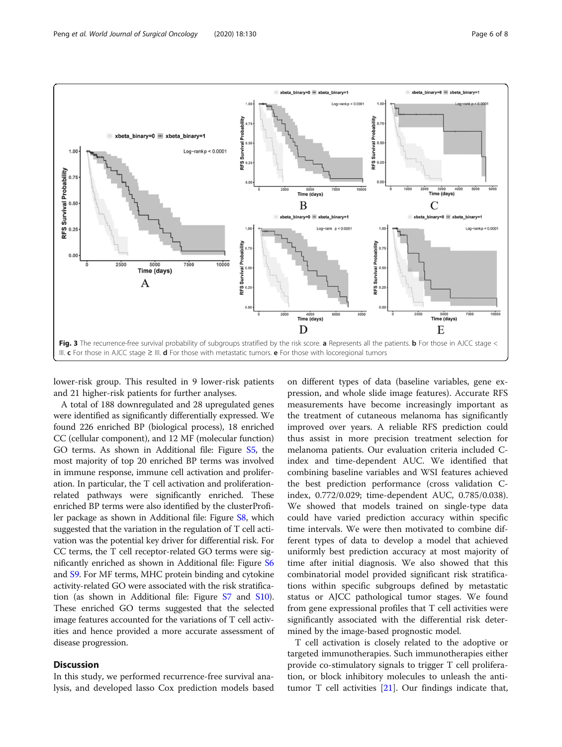**Fig. 3** The recurrence-free survival probability of subgroups stratified by the risk score. **a** Represents all the patients. **b** For those in AJCC stage < III. **c** For those in AJCC stage ≥ III. **d** For those with metastatic tumors. **e** For those with locoregional tumors

lower-risk group. This resulted in 9 lower-risk patients and 21 higher-risk patients for further analyses.

A total of 188 downregulated and 28 upregulated genes were identified as significantly differentially expressed. We found 226 enriched BP (biological process), 18 enriched CC (cellular component), and 12 MF (molecular function) GO terms. As shown in Additional file: Figure S5, the most majority of top 20 enriched BP terms was involved in immune response, immune cell activation and proliferation. In particular, the T cell activation and proliferation-related pathways were significantly enriched. These enriched BP terms were also identified by the clusterProfiler package as shown in Additional file: Figure S8, which suggested that the variation in the regulation of T cell activation was the potential key driver for differential risk. For CC terms, the T cell receptor-related GO terms were significantly enriched as shown in Additional file: Figure S6 and S9. For MF terms, MHC protein binding and cytokine activity-related GO were associated with the risk stratification (as shown in Additional file: Figure S7 and S10). These enriched GO terms suggested that the selected image features accounted for the variations of T cell activities and hence provided a more accurate assessment of disease progression.

## Discussion

In this study, we performed recurrence-free survival analysis, and developed lasso Cox prediction models based on different types of data (baseline variables, gene expression, and whole slide image features). Accurate RFS measurements have become increasingly important as the treatment of cutaneous melanoma has significantly improved over years. A reliable RFS prediction could thus assist in more precision treatment selection for melanoma patients. Our evaluation criteria included C-index and time-dependent AUC. We identified that combining baseline variables and WSI features achieved the best prediction performance (cross validation C-index, 0.772/0.029; time-dependent AUC, 0.785/0.038). We showed that models trained on single-type data could have varied prediction accuracy within specific time intervals. We were then motivated to combine different types of data to develop a model that achieved uniformly best prediction accuracy at most majority of time after initial diagnosis. We also showed that this combinatorial model provided significant risk stratifications within specific subgroups defined by metastatic status or AJCC pathological tumor stages. We found from gene expressional profiles that T cell activities were significantly associated with the differential risk determined by the image-based prognostic model.

T cell activation is closely related to the adoptive or targeted immunotherapies. Such immunotherapies either provide co-stimulatory signals to trigger T cell proliferation, or block inhibitory molecules to unleash the anti-tumor T cell activities [21]. Our findings indicate that,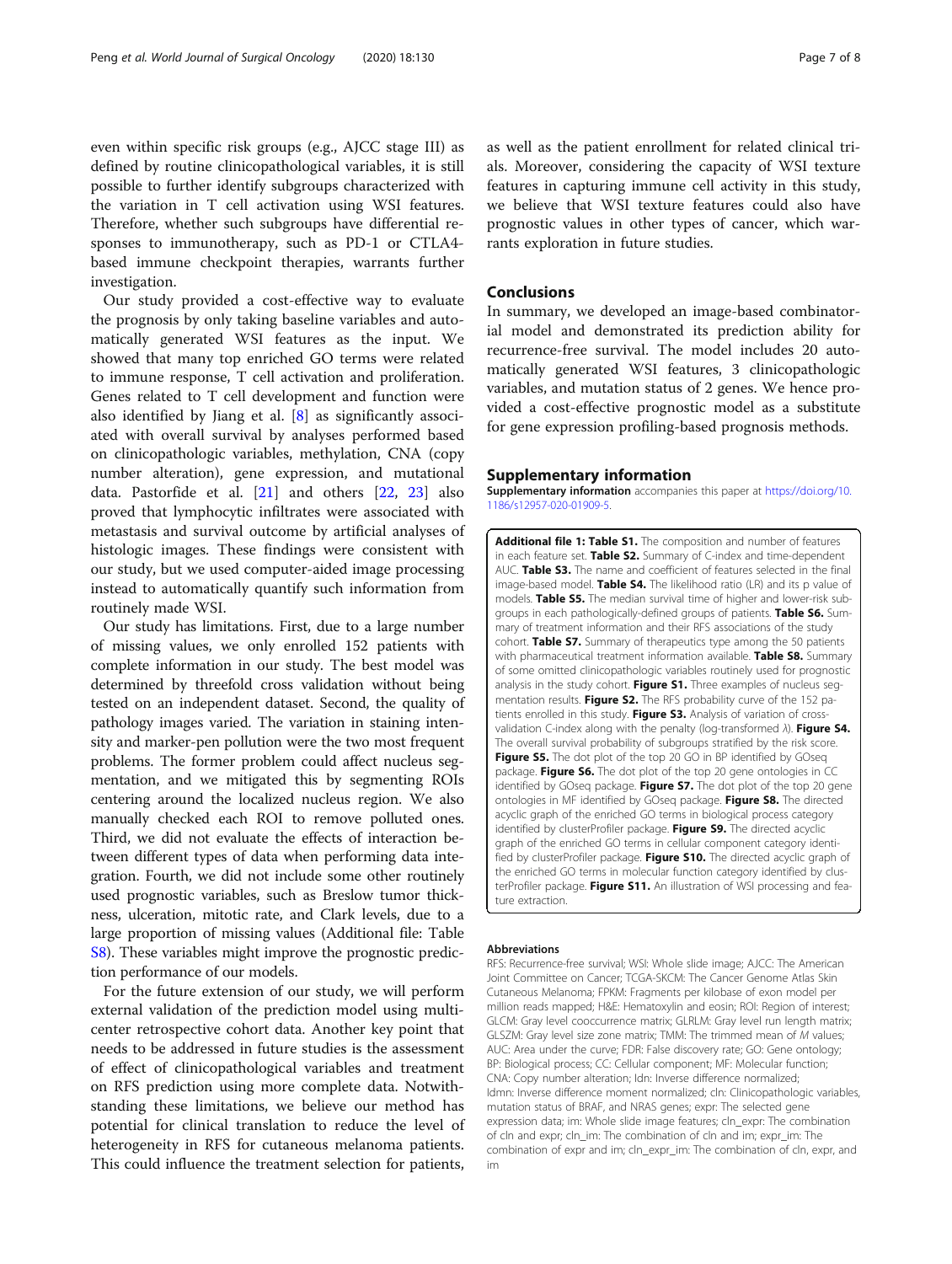even within specific risk groups (e.g., AJCC stage III) as defined by routine clinicopathological variables, it is still possible to further identify subgroups characterized with the variation in T cell activation using WSI features. Therefore, whether such subgroups have differential responses to immunotherapy, such as PD-1 or CTLA4-based immune checkpoint therapies, warrants further investigation.

Our study provided a cost-effective way to evaluate the prognosis by only taking baseline variables and automatically generated WSI features as the input. We showed that many top enriched GO terms were related to immune response, T cell activation and proliferation. Genes related to T cell development and function were also identified by Jiang et al. [8] as significantly associated with overall survival by analyses performed based on clinicopathologic variables, methylation, CNA (copy number alteration), gene expression, and mutational data. Pastorfide et al. [21] and others [22, 23] also proved that lymphocytic infiltrates were associated with metastasis and survival outcome by artificial analyses of histologic images. These findings were consistent with our study, but we used computer-aided image processing instead to automatically quantify such information from routinely made WSI.

Our study has limitations. First, due to a large number of missing values, we only enrolled 152 patients with complete information in our study. The best model was determined by threefold cross validation without being tested on an independent dataset. Second, the quality of pathology images varied. The variation in staining intensity and marker-pen pollution were the two most frequent problems. The former problem could affect nucleus segmentation, and we mitigated this by segmenting ROIs centering around the localized nucleus region. We also manually checked each ROI to remove polluted ones. Third, we did not evaluate the effects of interaction between different types of data when performing data integration. Fourth, we did not include some other routinely used prognostic variables, such as Breslow tumor thickness, ulceration, mitotic rate, and Clark levels, due to a large proportion of missing values (Additional file: Table S8). These variables might improve the prognostic prediction performance of our models.

For the future extension of our study, we will perform external validation of the prediction model using multi-center retrospective cohort data. Another key point that needs to be addressed in future studies is the assessment of effect of clinicopathological variables and treatment on RFS prediction using more complete data. Notwithstanding these limitations, we believe our method has potential for clinical translation to reduce the level of heterogeneity in RFS for cutaneous melanoma patients. This could influence the treatment selection for patients, as well as the patient enrollment for related clinical trials. Moreover, considering the capacity of WSI texture features in capturing immune cell activity in this study, we believe that WSI texture features could also have prognostic values in other types of cancer, which warrants exploration in future studies.

## Conclusions

In summary, we developed an image-based combinatorial model and demonstrated its prediction ability for recurrence-free survival. The model includes 20 automatically generated WSI features, 3 clinicopathologic variables, and mutation status of 2 genes. We hence provided a cost-effective prognostic model as a substitute for gene expression profiling-based prognosis methods.

## Supplementary information

**Supplementary information** accompanies this paper at https://doi.org/10.1186/s12957-020-01909-5.

**Additional file 1: Table S1.** The composition and number of features in each feature set. **Table S2.** Summary of C-index and time-dependent AUC. **Table S3.** The name and coefficient of features selected in the final image-based model. **Table S4.** The likelihood ratio (LR) and its p value of models. **Table S5.** The median survival time of higher and lower-risk subgroups in each pathologically-defined groups of patients. **Table S6.** Summary of treatment information and their RFS associations of the study cohort. **Table S7.** Summary of therapeutics type among the 50 patients with pharmaceutical treatment information available. **Table S8.** Summary of some omitted clinicopathologic variables routinely used for prognostic analysis in the study cohort. **Figure S1.** Three examples of nucleus segmentation results. **Figure S2.** The RFS probability curve of the 152 patients enrolled in this study. **Figure S3.** Analysis of variation of cross-validation C-index along with the penalty (log-transformed $\lambda$). **Figure S4.** The overall survival probability of subgroups stratified by the risk score. **Figure S5.** The dot plot of the top 20 GO in BP identified by GOseq package. **Figure S6.** The dot plot of the top 20 gene ontologies in CC identified by GOseq package. **Figure S7.** The dot plot of the top 20 gene ontologies in MF identified by GOseq package. **Figure S8.** The directed acyclic graph of the enriched GO terms in biological process category identified by clusterProfiler package. **Figure S9.** The directed acyclic graph of the enriched GO terms in cellular component category identified by clusterProfiler package. **Figure S10.** The directed acyclic graph of the enriched GO terms in molecular function category identified by clusterProfiler package. **Figure S11.** An illustration of WSI processing and feature extraction.

#### Abbreviations

RFS: Recurrence-free survival; WSI: Whole slide image; AJCC: The American Joint Committee on Cancer; TCGA-SKCM: The Cancer Genome Atlas Skin Cutaneous Melanoma; FPKM: Fragments per kilobase of exon model per million reads mapped; H&E: Hematoxylin and eosin; ROI: Region of interest; GLCM: Gray level cooccurrence matrix; GLRLM: Gray level run length matrix; GLSZM: Gray level size zone matrix; TMM: The trimmed mean of *M* values; AUC: Area under the curve; FDR: False discovery rate; GO: Gene ontology; BP: Biological process; CC: Cellular component; MF: Molecular function; CNA: Copy number alteration; Idn: Inverse difference normalized; Idmn: Inverse difference moment normalized; cln: Clinicopathologic variables, mutation status of BRAF, and NRAS genes; expr: The selected gene expression data; im: Whole slide image features; cln_expr: The combination of cln and expr; cln_im: The combination of cln and im; expr_im: The combination of expr and im; cln_expr_im: The combination of cln, expr, and im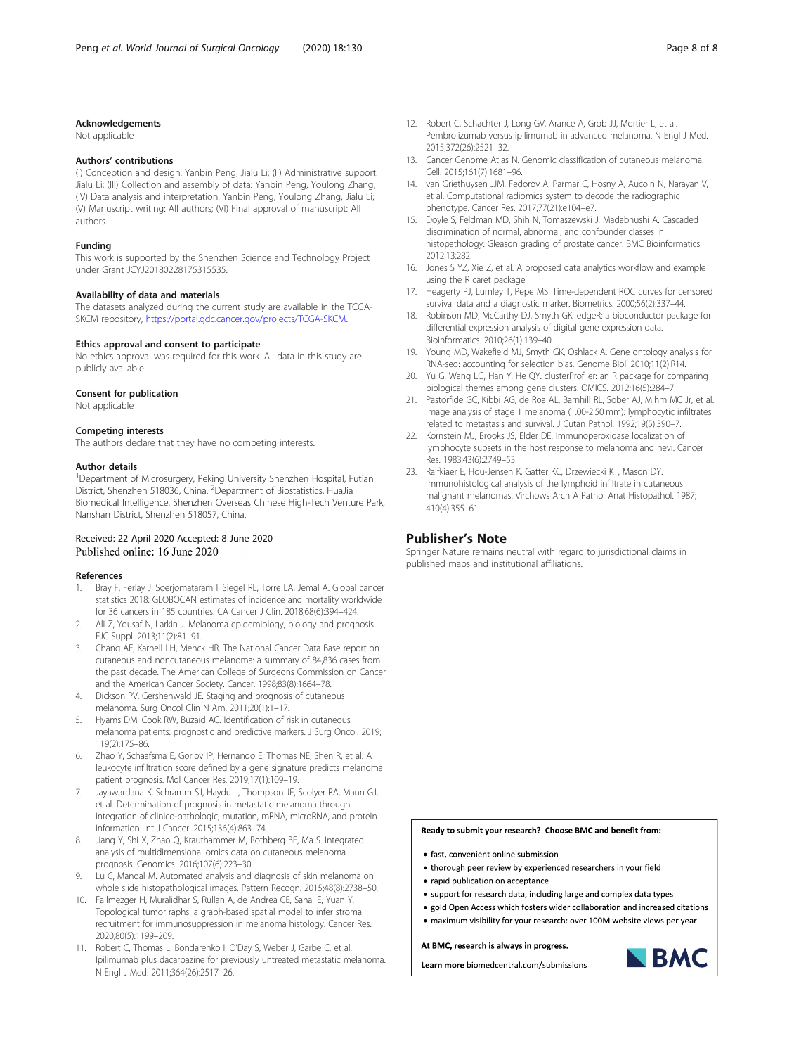### Acknowledgements

Not applicable

### Authors' contributions

(I) Conception and design: Yanbin Peng, Jialu Li; (II) Administrative support: Jialu Li; (III) Collection and assembly of data: Yanbin Peng, Youlong Zhang; (IV) Data analysis and interpretation: Yanbin Peng, Youlong Zhang, Jialu Li; (V) Manuscript writing: All authors; (VI) Final approval of manuscript: All authors.

### Funding

This work is supported by the Shenzhen Science and Technology Project under Grant JCYJ20180228175315535.

### Availability of data and materials

The datasets analyzed during the current study are available in the TCGA-SKCM repository, https://portal.gdc.cancer.gov/projects/TCGA-SKCM.

### Ethics approval and consent to participate

No ethics approval was required for this work. All data in this study are publicly available.

### Consent for publication

Not applicable

### Competing interests

The authors declare that they have no competing interests.

### Author details

[1]Department of Microsurgery, Peking University Shenzhen Hospital, Futian District, Shenzhen 518036, China. [2]Department of Biostatistics, HuaJia Biomedical Intelligence, Shenzhen Overseas Chinese High-Tech Venture Park, Nanshan District, Shenzhen 518057, China.

Received: 22 April 2020 Accepted: 8 June 2020
Published online: 16 June 2020

### References

1. Bray F, Ferlay J, Soerjomataram I, Siegel RL, Torre LA, Jemal A. Global cancer statistics 2018: GLOBOCAN estimates of incidence and mortality worldwide for 36 cancers in 185 countries. CA Cancer J Clin. 2018;68(6):394–424.
2. Ali Z, Yousaf N, Larkin J. Melanoma epidemiology, biology and prognosis. EJC Suppl. 2013;11(2):81–91.
3. Chang AE, Karnell LH, Menck HR. The National Cancer Data Base report on cutaneous and noncutaneous melanoma: a summary of 84,836 cases from the past decade. The American College of Surgeons Commission on Cancer and the American Cancer Society. Cancer. 1998;83(8):1664–78.
4. Dickson PV, Gershenwald JE. Staging and prognosis of cutaneous melanoma. Surg Oncol Clin N Am. 2011;20(1):1–17.
5. Hyams DM, Cook RW, Buzaid AC. Identification of risk in cutaneous melanoma patients: prognostic and predictive markers. J Surg Oncol. 2019; 119(2):175–86.
6. Zhao Y, Schaafsma E, Gorlov IP, Hernando E, Thomas NE, Shen R, et al. A leukocyte infiltration score defined by a gene signature predicts melanoma patient prognosis. Mol Cancer Res. 2019;17(1):109–19.
7. Jayawardana K, Schramm SJ, Haydu L, Thompson JF, Scolyer RA, Mann GJ, et al. Determination of prognosis in metastatic melanoma through integration of clinico-pathologic, mutation, mRNA, microRNA, and protein information. Int J Cancer. 2015;136(4):863–74.
8. Jiang Y, Shi X, Zhao Q, Krauthammer M, Rothberg BE, Ma S. Integrated analysis of multidimensional omics data on cutaneous melanoma prognosis. Genomics. 2016;107(6):223–30.
9. Lu C, Mandal M. Automated analysis and diagnosis of skin melanoma on whole slide histopathological images. Pattern Recogn. 2015;48(8):2738–50.
10. Failmezger H, Muralidhar S, Rullan A, de Andrea CE, Sahai E, Yuan Y. Topological tumor raphs: a graph-based spatial model to infer stromal recruitment for immunosuppression in melanoma histology. Cancer Res. 2020;80(5):1199–209.
11. Robert C, Thomas L, Bondarenko I, O'Day S, Weber J, Garbe C, et al. Ipilimumab plus dacarbazine for previously untreated metastatic melanoma. N Engl J Med. 2011;364(26):2517–26.
12. Robert C, Schachter J, Long GV, Arance A, Grob JJ, Mortier L, et al. Pembrolizumab versus ipilimumab in advanced melanoma. N Engl J Med. 2015;372(26):2521–32.
13. Cancer Genome Atlas N. Genomic classification of cutaneous melanoma. Cell. 2015;161(7):1681–96.
14. van Griethuysen JJM, Fedorov A, Parmar C, Hosny A, Aucoin N, Narayan V, et al. Computational radiomics system to decode the radiographic phenotype. Cancer Res. 2017;77(21):e104–e7.
15. Doyle S, Feldman MD, Shih N, Tomaszewski J, Madabhushi A. Cascaded discrimination of normal, abnormal, and confounder classes in histopathology: Gleason grading of prostate cancer. BMC Bioinformatics. 2012;13:282.
16. Jones S YZ, Xie Z, et al. A proposed data analytics workflow and example using the R caret package.
17. Heagerty PJ, Lumley T, Pepe MS. Time-dependent ROC curves for censored survival data and a diagnostic marker. Biometrics. 2000;56(2):337–44.
18. Robinson MD, McCarthy DJ, Smyth GK. edgeR: a bioconductor package for differential expression analysis of digital gene expression data. Bioinformatics. 2010;26(1):139–40.
19. Young MD, Wakefield MJ, Smyth GK, Oshlack A. Gene ontology analysis for RNA-seq: accounting for selection bias. Genome Biol. 2010;11(2):R14.
20. Yu G, Wang LG, Han Y, He QY. clusterProfiler: an R package for comparing biological themes among gene clusters. OMICS. 2012;16(5):284–7.
21. Pastorfide GC, Kibbi AG, de Roa AL, Barnhill RL, Sober AJ, Mihm MC Jr, et al. Image analysis of stage 1 melanoma (1.00-2.50 mm): lymphocytic infiltrates related to metastasis and survival. J Cutan Pathol. 1992;19(5):390–7.
22. Kornstein MJ, Brooks JS, Elder DE. Immunoperoxidase localization of lymphocyte subsets in the host response to melanoma and nevi. Cancer Res. 1983;43(6):2749–53.
23. Ralfkiaer E, Hou-Jensen K, Gatter KC, Drzewiecki KT, Mason DY. Immunohistological analysis of the lymphoid infiltrate in cutaneous malignant melanomas. Virchows Arch A Pathol Anat Histopathol. 1987; 410(4):355–61.

## Publisher's Note

Springer Nature remains neutral with regard to jurisdictional claims in published maps and institutional affiliations.

**Ready to submit your research? Choose BMC and benefit from:**

- fast, convenient online submission
- thorough peer review by experienced researchers in your field
- rapid publication on acceptance
- support for research data, including large and complex data types
- gold Open Access which fosters wider collaboration and increased citations
- maximum visibility for your research: over 100M website views per year

**At BMC, research is always in progress.**

**Learn more** biomedcentral.com/submissions

BMC